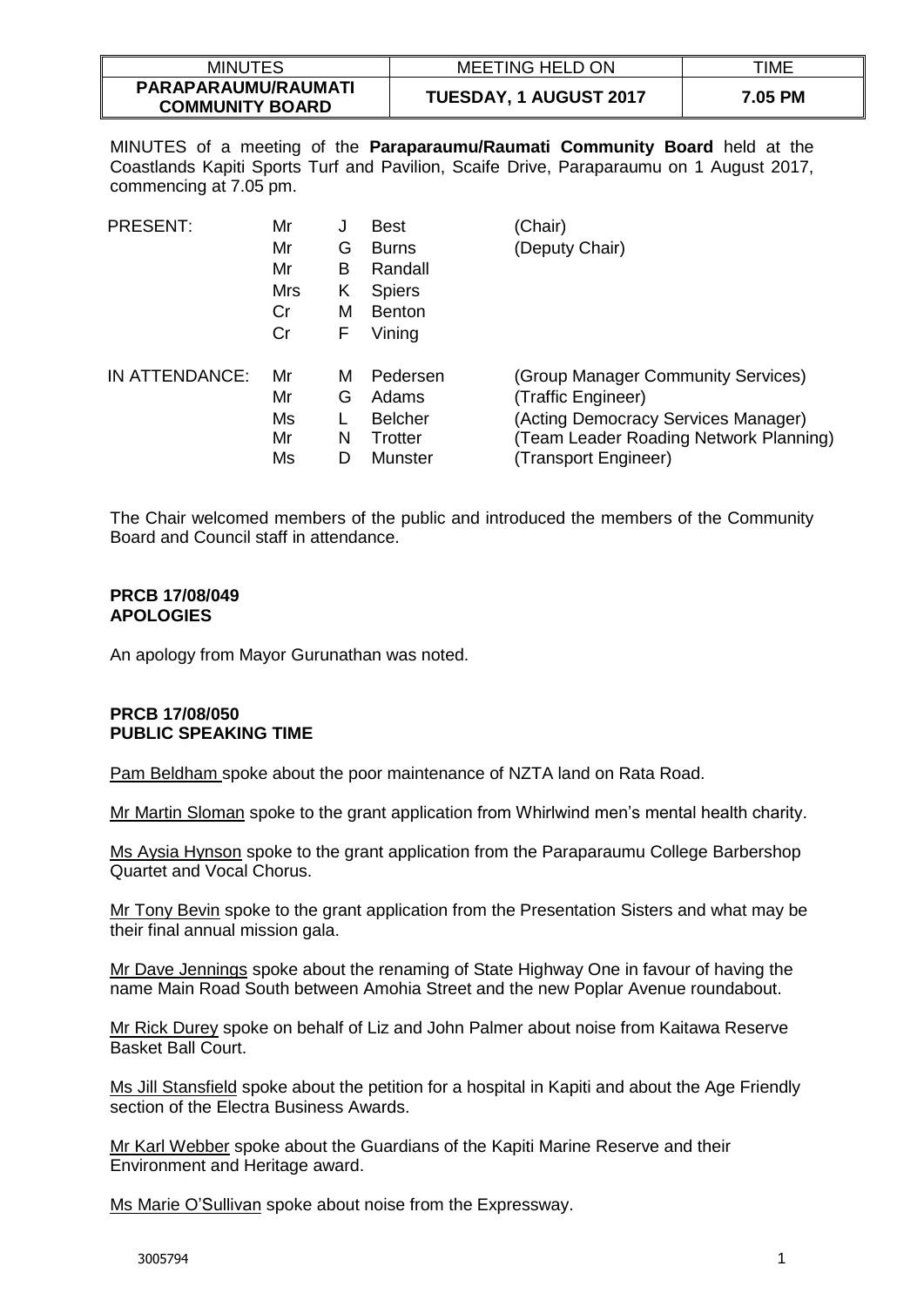| MINUTES | MEETING HELD ON | TIME |
|---|---|---|
| **PARAPARAUMU/RAUMATI COMMUNITY BOARD** | **TUESDAY, 1 AUGUST 2017** | **7.05 PM** |

MINUTES of a meeting of the **Paraparaumu/Raumati Community Board** held at the Coastlands Kapiti Sports Turf and Pavilion, Scaife Drive, Paraparaumu on 1 August 2017, commencing at 7.05 pm.

| | | | | |
|---|---|---|---|---|
| PRESENT: | Mr | J | Best | (Chair) |
| | Mr | G | Burns | (Deputy Chair) |
| | Mr | B | Randall | |
| | Mrs | K | Spiers | |
| | Cr | M | Benton | |
| | Cr | F | Vining | |
| IN ATTENDANCE: | Mr | M | Pedersen | (Group Manager Community Services) |
| | Mr | G | Adams | (Traffic Engineer) |
| | Ms | L | Belcher | (Acting Democracy Services Manager) |
| | Mr | N | Trotter | (Team Leader Roading Network Planning) |
| | Ms | D | Munster | (Transport Engineer) |

The Chair welcomed members of the public and introduced the members of the Community Board and Council staff in attendance.

**PRCB 17/08/049**
**APOLOGIES**

An apology from Mayor Gurunathan was noted.

**PRCB 17/08/050**
**PUBLIC SPEAKING TIME**

Pam Beldham spoke about the poor maintenance of NZTA land on Rata Road.

Mr Martin Sloman spoke to the grant application from Whirlwind men's mental health charity.

Ms Aysia Hynson spoke to the grant application from the Paraparaumu College Barbershop Quartet and Vocal Chorus.

Mr Tony Bevin spoke to the grant application from the Presentation Sisters and what may be their final annual mission gala.

Mr Dave Jennings spoke about the renaming of State Highway One in favour of having the name Main Road South between Amohia Street and the new Poplar Avenue roundabout.

Mr Rick Durey spoke on behalf of Liz and John Palmer about noise from Kaitawa Reserve Basket Ball Court.

Ms Jill Stansfield spoke about the petition for a hospital in Kapiti and about the Age Friendly section of the Electra Business Awards.

Mr Karl Webber spoke about the Guardians of the Kapiti Marine Reserve and their Environment and Heritage award.

Ms Marie O'Sullivan spoke about noise from the Expressway.

3005794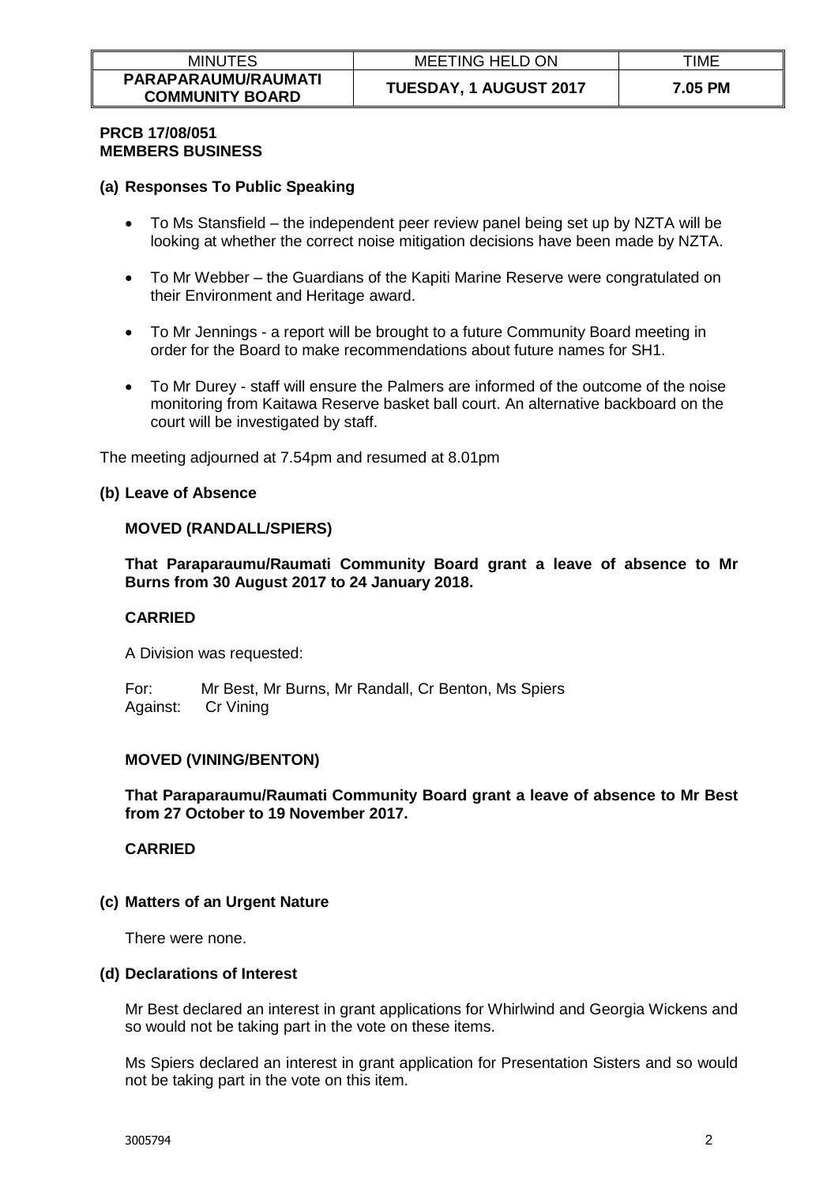| MINUTES | MEETING HELD ON | TIME |
|---|---|---|
| **PARAPARAUMU/RAUMATI COMMUNITY BOARD** | **TUESDAY, 1 AUGUST 2017** | **7.05 PM** |

**PRCB 17/08/051**
**MEMBERS BUSINESS**

### (a) Responses To Public Speaking

- To Ms Stansfield – the independent peer review panel being set up by NZTA will be looking at whether the correct noise mitigation decisions have been made by NZTA.
- To Mr Webber – the Guardians of the Kapiti Marine Reserve were congratulated on their Environment and Heritage award.
- To Mr Jennings - a report will be brought to a future Community Board meeting in order for the Board to make recommendations about future names for SH1.
- To Mr Durey - staff will ensure the Palmers are informed of the outcome of the noise monitoring from Kaitawa Reserve basket ball court. An alternative backboard on the court will be investigated by staff.

The meeting adjourned at 7.54pm and resumed at 8.01pm

### (b) Leave of Absence

**MOVED (RANDALL/SPIERS)**

**That Paraparaumu/Raumati Community Board grant a leave of absence to Mr Burns from 30 August 2017 to 24 January 2018.**

**CARRIED**

A Division was requested:

For: Mr Best, Mr Burns, Mr Randall, Cr Benton, Ms Spiers
Against: Cr Vining

**MOVED (VINING/BENTON)**

**That Paraparaumu/Raumati Community Board grant a leave of absence to Mr Best from 27 October to 19 November 2017.**

**CARRIED**

### (c) Matters of an Urgent Nature

There were none.

### (d) Declarations of Interest

Mr Best declared an interest in grant applications for Whirlwind and Georgia Wickens and so would not be taking part in the vote on these items.

Ms Spiers declared an interest in grant application for Presentation Sisters and so would not be taking part in the vote on this item.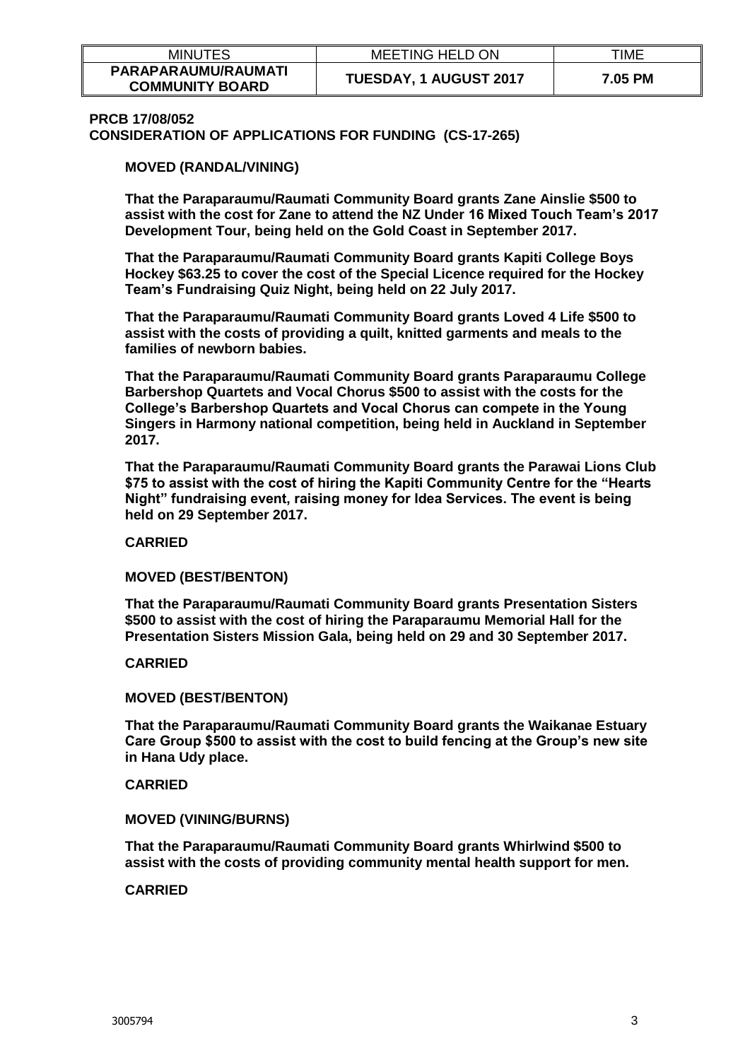| MINUTES | MEETING HELD ON | TIME |
|---|---|---|
| **PARAPARAUMU/RAUMATI COMMUNITY BOARD** | **TUESDAY, 1 AUGUST 2017** | **7.05 PM** |

**PRCB 17/08/052**
**CONSIDERATION OF APPLICATIONS FOR FUNDING (CS-17-265)**

**MOVED (RANDAL/VINING)**

**That the Paraparaumu/Raumati Community Board grants Zane Ainslie $500 to assist with the cost for Zane to attend the NZ Under 16 Mixed Touch Team's 2017 Development Tour, being held on the Gold Coast in September 2017.**

**That the Paraparaumu/Raumati Community Board grants Kapiti College Boys Hockey $63.25 to cover the cost of the Special Licence required for the Hockey Team's Fundraising Quiz Night, being held on 22 July 2017.**

**That the Paraparaumu/Raumati Community Board grants Loved 4 Life $500 to assist with the costs of providing a quilt, knitted garments and meals to the families of newborn babies.**

**That the Paraparaumu/Raumati Community Board grants Paraparaumu College Barbershop Quartets and Vocal Chorus $500 to assist with the costs for the College's Barbershop Quartets and Vocal Chorus can compete in the Young Singers in Harmony national competition, being held in Auckland in September 2017.**

**That the Paraparaumu/Raumati Community Board grants the Parawai Lions Club $75 to assist with the cost of hiring the Kapiti Community Centre for the "Hearts Night" fundraising event, raising money for Idea Services. The event is being held on 29 September 2017.**

**CARRIED**

**MOVED (BEST/BENTON)**

**That the Paraparaumu/Raumati Community Board grants Presentation Sisters $500 to assist with the cost of hiring the Paraparaumu Memorial Hall for the Presentation Sisters Mission Gala, being held on 29 and 30 September 2017.**

**CARRIED**

**MOVED (BEST/BENTON)**

**That the Paraparaumu/Raumati Community Board grants the Waikanae Estuary Care Group $500 to assist with the cost to build fencing at the Group's new site in Hana Udy place.**

**CARRIED**

**MOVED (VINING/BURNS)**

**That the Paraparaumu/Raumati Community Board grants Whirlwind $500 to assist with the costs of providing community mental health support for men.**

**CARRIED**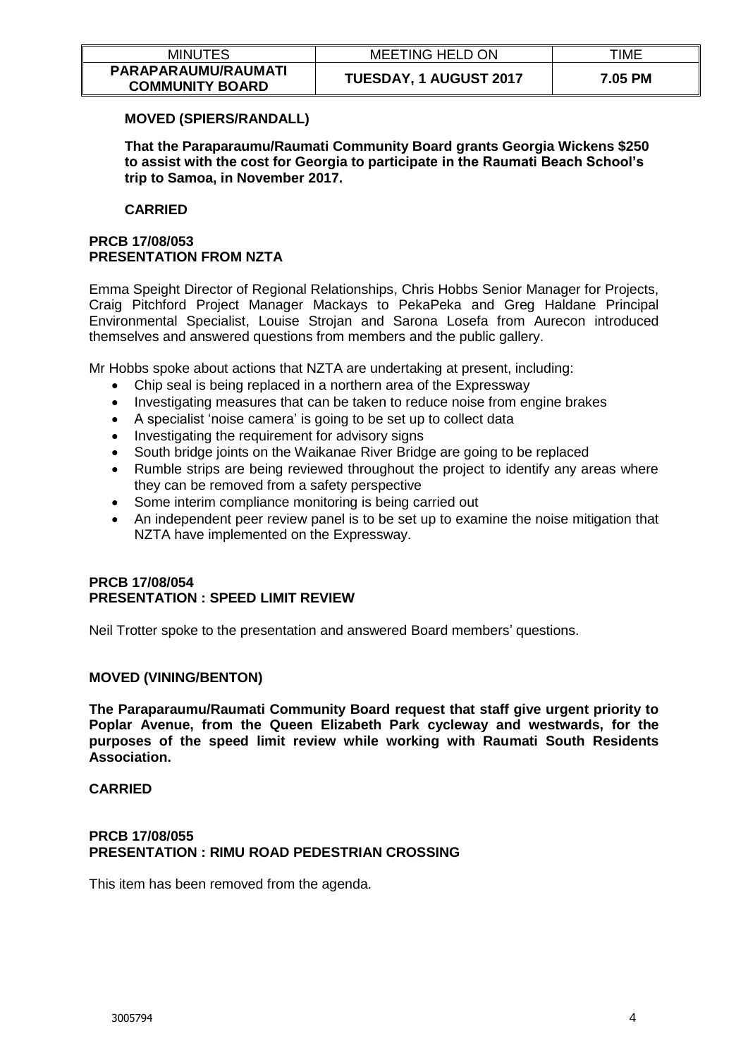**MOVED (SPIERS/RANDALL)**

**That the Paraparaumu/Raumati Community Board grants Georgia Wickens $250 to assist with the cost for Georgia to participate in the Raumati Beach School's trip to Samoa, in November 2017.**

**CARRIED**

**PRCB 17/08/053**
**PRESENTATION FROM NZTA**

Emma Speight Director of Regional Relationships, Chris Hobbs Senior Manager for Projects, Craig Pitchford Project Manager Mackays to PekaPeka and Greg Haldane Principal Environmental Specialist, Louise Strojan and Sarona Losefa from Aurecon introduced themselves and answered questions from members and the public gallery.

Mr Hobbs spoke about actions that NZTA are undertaking at present, including:

- Chip seal is being replaced in a northern area of the Expressway
- Investigating measures that can be taken to reduce noise from engine brakes
- A specialist 'noise camera' is going to be set up to collect data
- Investigating the requirement for advisory signs
- South bridge joints on the Waikanae River Bridge are going to be replaced
- Rumble strips are being reviewed throughout the project to identify any areas where they can be removed from a safety perspective
- Some interim compliance monitoring is being carried out
- An independent peer review panel is to be set up to examine the noise mitigation that NZTA have implemented on the Expressway.

**PRCB 17/08/054**
**PRESENTATION : SPEED LIMIT REVIEW**

Neil Trotter spoke to the presentation and answered Board members' questions.

**MOVED (VINING/BENTON)**

**The Paraparaumu/Raumati Community Board request that staff give urgent priority to Poplar Avenue, from the Queen Elizabeth Park cycleway and westwards, for the purposes of the speed limit review while working with Raumati South Residents Association.**

**CARRIED**

**PRCB 17/08/055**
**PRESENTATION : RIMU ROAD PEDESTRIAN CROSSING**

This item has been removed from the agenda.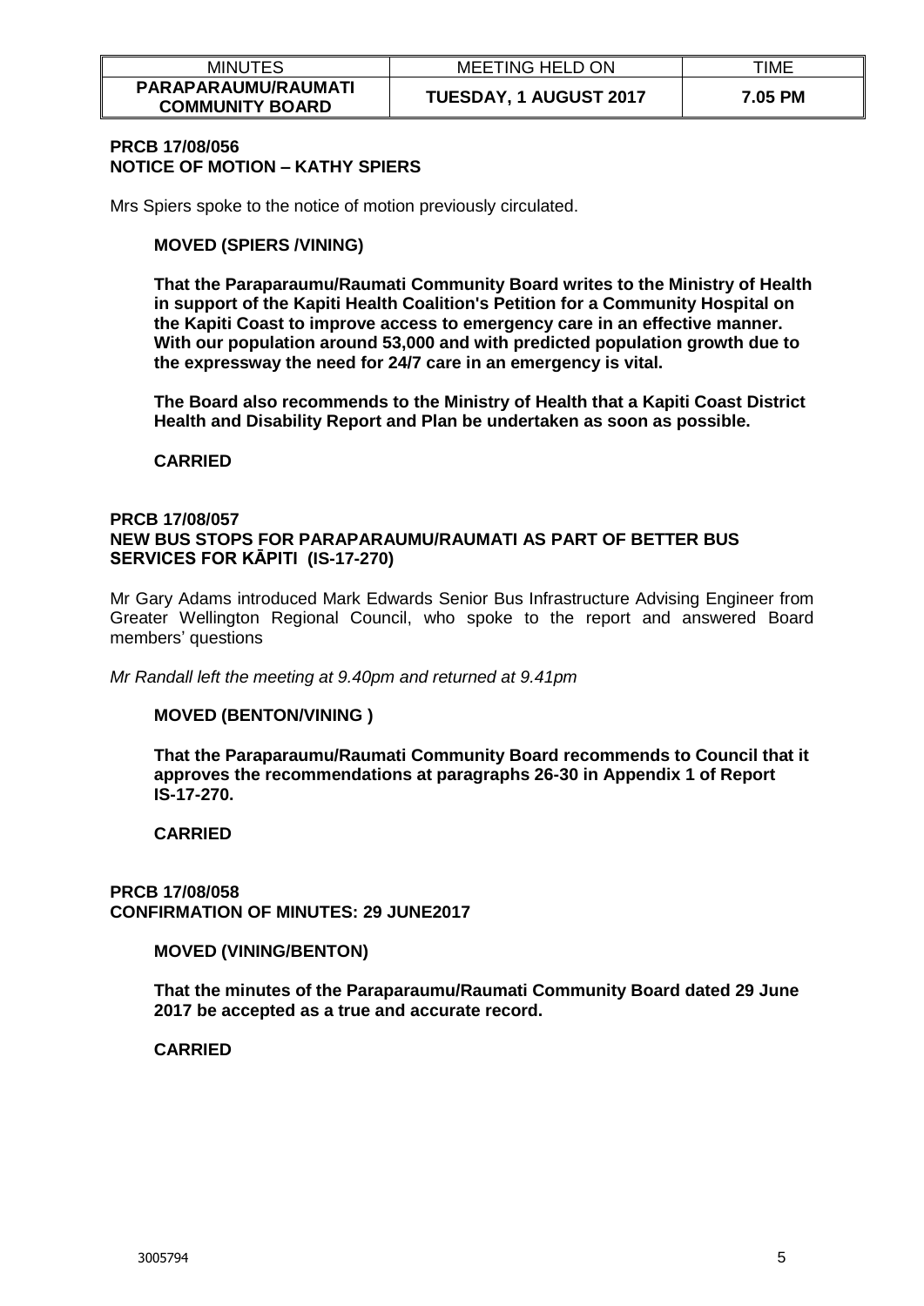| MINUTES | MEETING HELD ON | TIME |
|---|---|---|
| **PARAPARAUMU/RAUMATI COMMUNITY BOARD** | **TUESDAY, 1 AUGUST 2017** | **7.05 PM** |

**PRCB 17/08/056**
**NOTICE OF MOTION – KATHY SPIERS**

Mrs Spiers spoke to the notice of motion previously circulated.

**MOVED (SPIERS /VINING)**

**That the Paraparaumu/Raumati Community Board writes to the Ministry of Health in support of the Kapiti Health Coalition's Petition for a Community Hospital on the Kapiti Coast to improve access to emergency care in an effective manner. With our population around 53,000 and with predicted population growth due to the expressway the need for 24/7 care in an emergency is vital.**

**The Board also recommends to the Ministry of Health that a Kapiti Coast District Health and Disability Report and Plan be undertaken as soon as possible.**

**CARRIED**

**PRCB 17/08/057**
**NEW BUS STOPS FOR PARAPARAUMU/RAUMATI AS PART OF BETTER BUS SERVICES FOR KĀPITI (IS-17-270)**

Mr Gary Adams introduced Mark Edwards Senior Bus Infrastructure Advising Engineer from Greater Wellington Regional Council, who spoke to the report and answered Board members' questions

*Mr Randall left the meeting at 9.40pm and returned at 9.41pm*

**MOVED (BENTON/VINING )**

**That the Paraparaumu/Raumati Community Board recommends to Council that it approves the recommendations at paragraphs 26-30 in Appendix 1 of Report IS-17-270.**

**CARRIED**

**PRCB 17/08/058**
**CONFIRMATION OF MINUTES: 29 JUNE2017**

**MOVED (VINING/BENTON)**

**That the minutes of the Paraparaumu/Raumati Community Board dated 29 June 2017 be accepted as a true and accurate record.**

**CARRIED**

3005794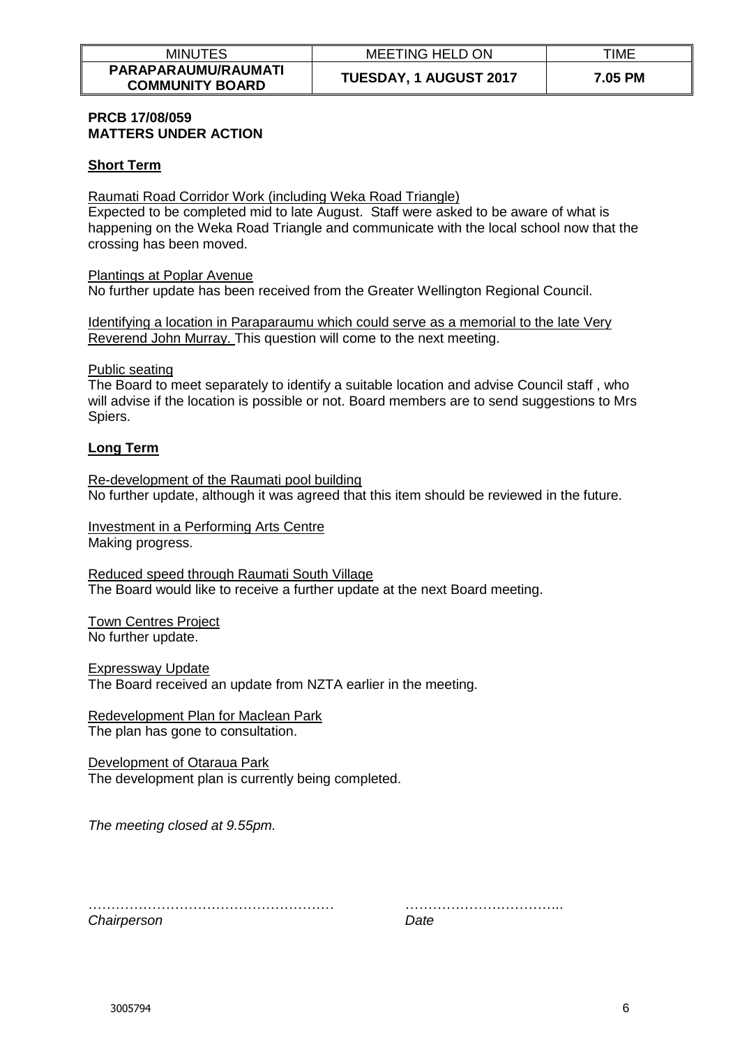**PRCB 17/08/059**
**MATTERS UNDER ACTION**

**Short Term**

Raumati Road Corridor Work (including Weka Road Triangle)
Expected to be completed mid to late August. Staff were asked to be aware of what is happening on the Weka Road Triangle and communicate with the local school now that the crossing has been moved.

Plantings at Poplar Avenue
No further update has been received from the Greater Wellington Regional Council.

Identifying a location in Paraparaumu which could serve as a memorial to the late Very Reverend John Murray. This question will come to the next meeting.

Public seating
The Board to meet separately to identify a suitable location and advise Council staff , who will advise if the location is possible or not. Board members are to send suggestions to Mrs Spiers.

**Long Term**

Re-development of the Raumati pool building
No further update, although it was agreed that this item should be reviewed in the future.

Investment in a Performing Arts Centre
Making progress.

Reduced speed through Raumati South Village
The Board would like to receive a further update at the next Board meeting.

Town Centres Project
No further update.

Expressway Update
The Board received an update from NZTA earlier in the meeting.

Redevelopment Plan for Maclean Park
The plan has gone to consultation.

Development of Otaraua Park
The development plan is currently being completed.

*The meeting closed at 9.55pm.*

……………………………………………… ……………………………..
*Chairperson* *Date*